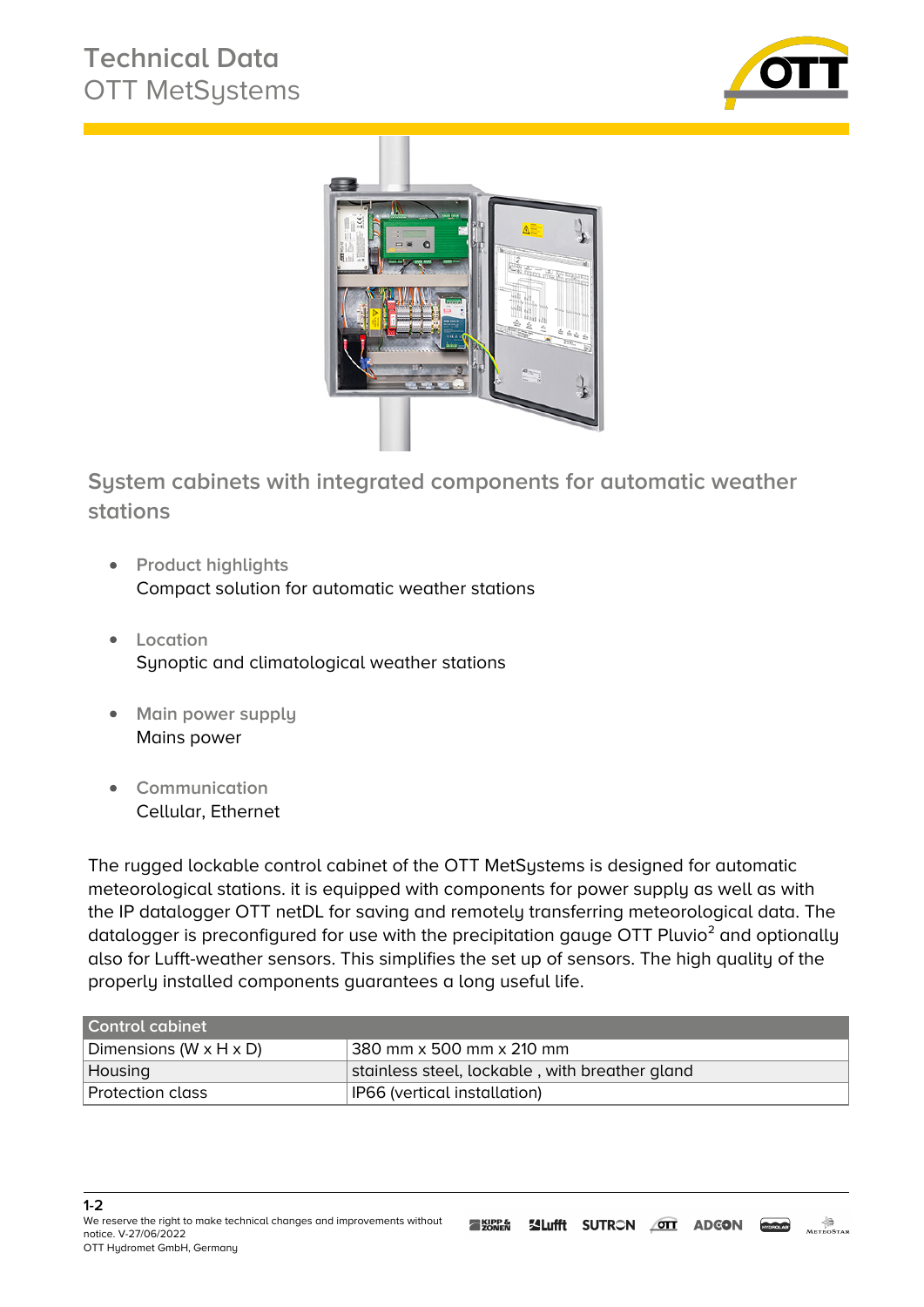# Technical Data
## OTT MetSystems

## System cabinets with integrated components for automatic weather stations

- Product highlights
  Compact solution for automatic weather stations

- Location
  Synoptic and climatological weather stations

- Main power supply
  Mains power

- Communication
  Cellular, Ethernet

The rugged lockable control cabinet of the OTT MetSystems is designed for automatic meteorological stations. it is equipped with components for power supply as well as with the IP datalogger OTT netDL for saving and remotely transferring meteorological data. The datalogger is preconfigured for use with the precipitation gauge OTT Pluvio² and optionally also for Lufft-weather sensors. This simplifies the set up of sensors. The high quality of the properly installed components guarantees a long useful life.

| Control cabinet | |
|---|---|
| Dimensions (W x H x D) | 380 mm x 500 mm x 210 mm |
| Housing | stainless steel, lockable , with breather gland |
| Protection class | IP66 (vertical installation) |

We reserve the right to make technical changes and improvements without notice. V-27/06/2022
OTT Hydromet GmbH, Germany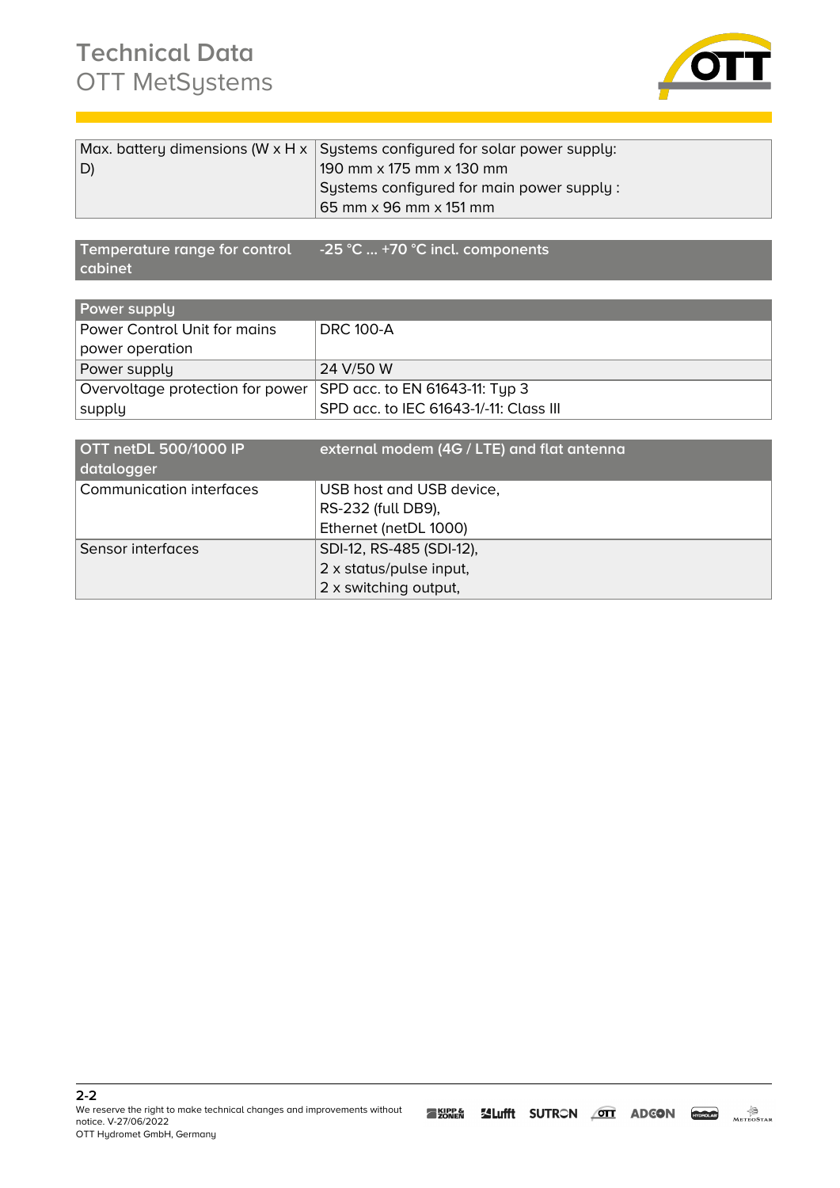| | |
|---|---|
| Max. battery dimensions (W x H x D) | Systems configured for solar power supply: 190 mm x 175 mm x 130 mm<br>Systems configured for main power supply : 65 mm x 96 mm x 151 mm |

| Temperature range for control cabinet | -25 °C ... +70 °C incl. components |
|---|---|

| Power supply | |
|---|---|
| Power Control Unit for mains power operation | DRC 100-A |
| Power supply | 24 V/50 W |
| Overvoltage protection for power supply | SPD acc. to EN 61643-11: Typ 3<br>SPD acc. to IEC 61643-1/-11: Class III |

| OTT netDL 500/1000 IP datalogger | external modem (4G / LTE) and flat antenna |
|---|---|
| Communication interfaces | USB host and USB device,<br>RS-232 (full DB9),<br>Ethernet (netDL 1000) |
| Sensor interfaces | SDI-12, RS-485 (SDI-12),<br>2 x status/pulse input,<br>2 x switching output, |

We reserve the right to make technical changes and improvements without notice. V-27/06/2022
OTT Hydromet GmbH, Germany